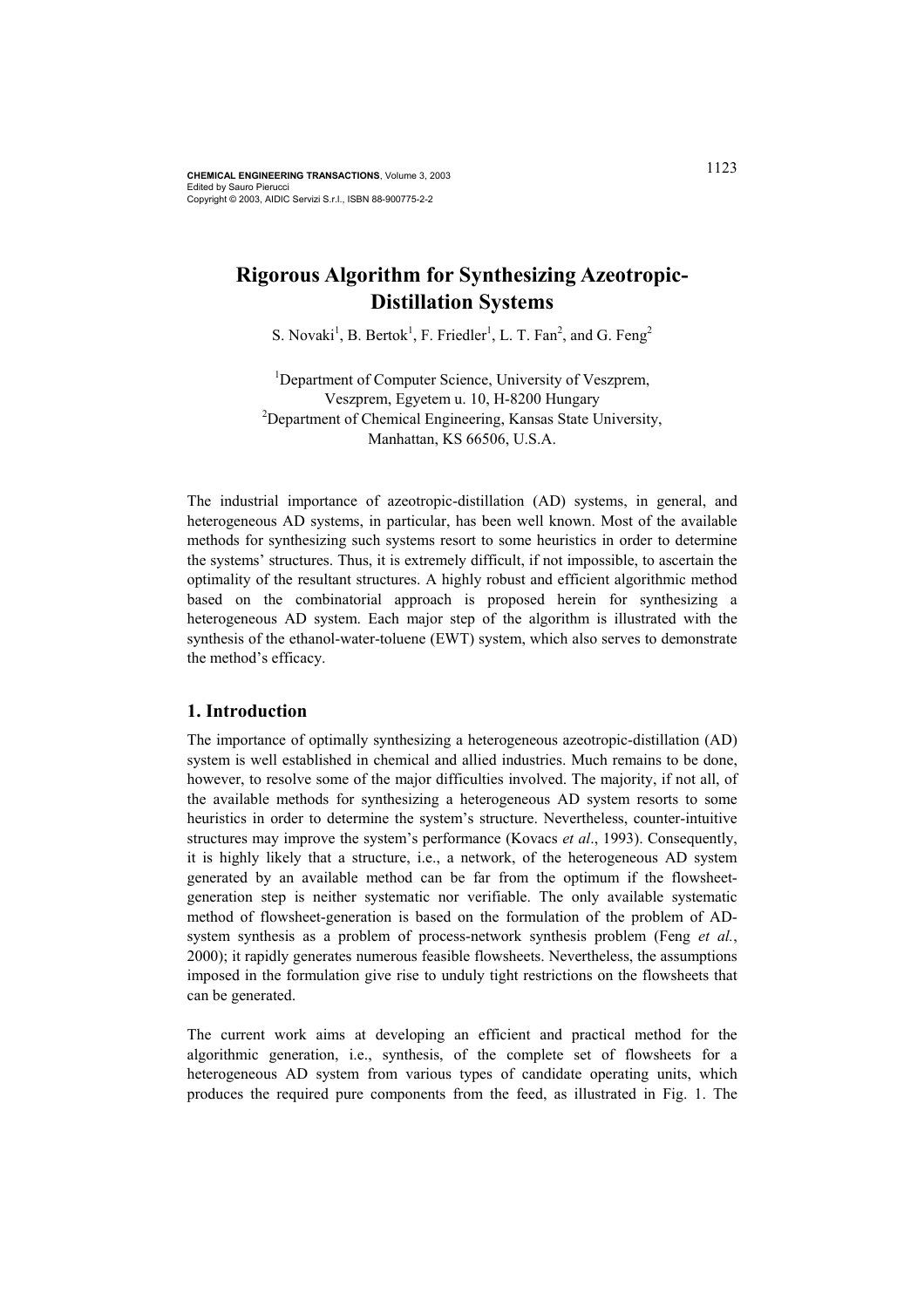# Rigorous Algorithm for Synthesizing Azeotropic-Distillation Systems

S. Novaki[1], B. Bertok[1], F. Friedler[1], L. T. Fan[2], and G. Feng[2]

[1]Department of Computer Science, University of Veszprem, Veszprem, Egyetem u. 10, H-8200 Hungary
[2]Department of Chemical Engineering, Kansas State University, Manhattan, KS 66506, U.S.A.

The industrial importance of azeotropic-distillation (AD) systems, in general, and heterogeneous AD systems, in particular, has been well known. Most of the available methods for synthesizing such systems resort to some heuristics in order to determine the systems' structures. Thus, it is extremely difficult, if not impossible, to ascertain the optimality of the resultant structures. A highly robust and efficient algorithmic method based on the combinatorial approach is proposed herein for synthesizing a heterogeneous AD system. Each major step of the algorithm is illustrated with the synthesis of the ethanol-water-toluene (EWT) system, which also serves to demonstrate the method's efficacy.

## 1. Introduction

The importance of optimally synthesizing a heterogeneous azeotropic-distillation (AD) system is well established in chemical and allied industries. Much remains to be done, however, to resolve some of the major difficulties involved. The majority, if not all, of the available methods for synthesizing a heterogeneous AD system resorts to some heuristics in order to determine the system's structure. Nevertheless, counter-intuitive structures may improve the system's performance (Kovacs *et al*., 1993). Consequently, it is highly likely that a structure, i.e., a network, of the heterogeneous AD system generated by an available method can be far from the optimum if the flowsheet-generation step is neither systematic nor verifiable. The only available systematic method of flowsheet-generation is based on the formulation of the problem of AD-system synthesis as a problem of process-network synthesis problem (Feng *et al.*, 2000); it rapidly generates numerous feasible flowsheets. Nevertheless, the assumptions imposed in the formulation give rise to unduly tight restrictions on the flowsheets that can be generated.

The current work aims at developing an efficient and practical method for the algorithmic generation, i.e., synthesis, of the complete set of flowsheets for a heterogeneous AD system from various types of candidate operating units, which produces the required pure components from the feed, as illustrated in Fig. 1. The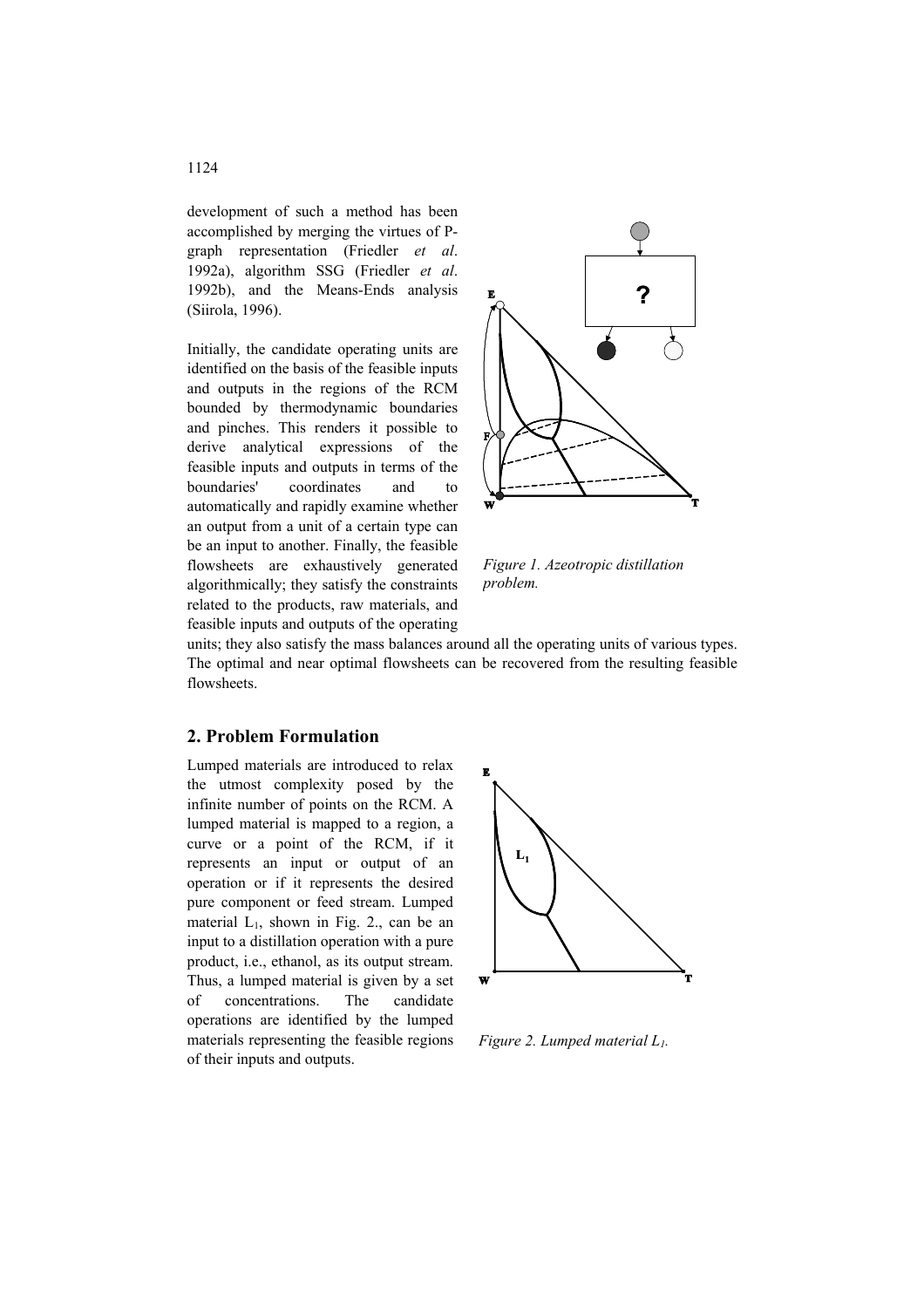development of such a method has been accomplished by merging the virtues of P-graph representation (Friedler *et al*. 1992a), algorithm SSG (Friedler *et al*. 1992b), and the Means-Ends analysis (Siirola, 1996).

Initially, the candidate operating units are identified on the basis of the feasible inputs and outputs in the regions of the RCM bounded by thermodynamic boundaries and pinches. This renders it possible to derive analytical expressions of the feasible inputs and outputs in terms of the boundaries' coordinates and to automatically and rapidly examine whether an output from a unit of a certain type can be an input to another. Finally, the feasible flowsheets are exhaustively generated algorithmically; they satisfy the constraints related to the products, raw materials, and feasible inputs and outputs of the operating units; they also satisfy the mass balances around all the operating units of various types. The optimal and near optimal flowsheets can be recovered from the resulting feasible flowsheets.

*Figure 1. Azeotropic distillation problem.*

## 2. Problem Formulation

Lumped materials are introduced to relax the utmost complexity posed by the infinite number of points on the RCM. A lumped material is mapped to a region, a curve or a point of the RCM, if it represents an input or output of an operation or if it represents the desired pure component or feed stream. Lumped material $L_1$, shown in Fig. 2., can be an input to a distillation operation with a pure product, i.e., ethanol, as its output stream. Thus, a lumped material is given by a set of concentrations. The candidate operations are identified by the lumped materials representing the feasible regions of their inputs and outputs.

*Figure 2. Lumped material $L_1$.*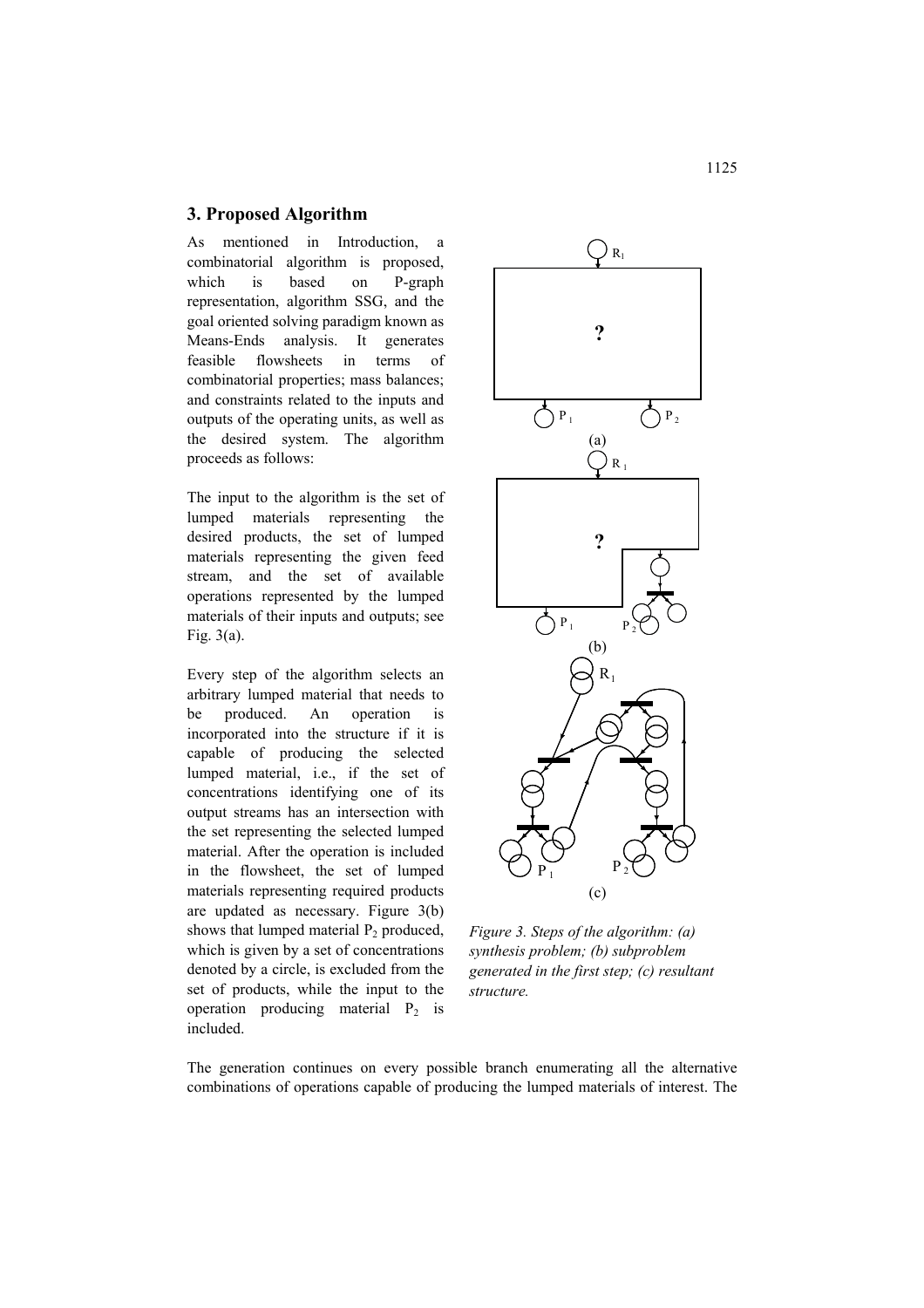## 3. Proposed Algorithm

As mentioned in Introduction, a combinatorial algorithm is proposed, which is based on P-graph representation, algorithm SSG, and the goal oriented solving paradigm known as Means-Ends analysis. It generates feasible flowsheets in terms of combinatorial properties; mass balances; and constraints related to the inputs and outputs of the operating units, as well as the desired system. The algorithm proceeds as follows:

The input to the algorithm is the set of lumped materials representing the desired products, the set of lumped materials representing the given feed stream, and the set of available operations represented by the lumped materials of their inputs and outputs; see Fig. 3(a).

Every step of the algorithm selects an arbitrary lumped material that needs to be produced. An operation is incorporated into the structure if it is capable of producing the selected lumped material, i.e., if the set of concentrations identifying one of its output streams has an intersection with the set representing the selected lumped material. After the operation is included in the flowsheet, the set of lumped materials representing required products are updated as necessary. Figure 3(b) shows that lumped material $P_2$ produced, which is given by a set of concentrations denoted by a circle, is excluded from the set of products, while the input to the operation producing material $P_2$ is included.

*Figure 3. Steps of the algorithm: (a) synthesis problem; (b) subproblem generated in the first step; (c) resultant structure.*

The generation continues on every possible branch enumerating all the alternative combinations of operations capable of producing the lumped materials of interest. The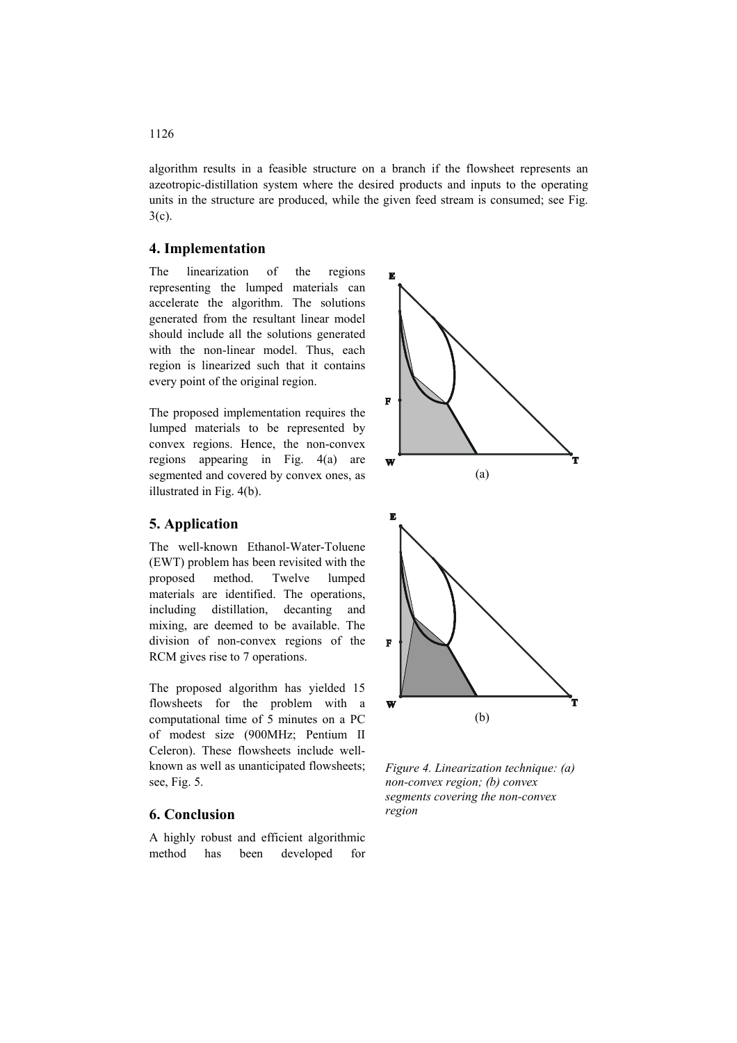algorithm results in a feasible structure on a branch if the flowsheet represents an azeotropic-distillation system where the desired products and inputs to the operating units in the structure are produced, while the given feed stream is consumed; see Fig. 3(c).

## 4. Implementation

The linearization of the regions representing the lumped materials can accelerate the algorithm. The solutions generated from the resultant linear model should include all the solutions generated with the non-linear model. Thus, each region is linearized such that it contains every point of the original region.

The proposed implementation requires the lumped materials to be represented by convex regions. Hence, the non-convex regions appearing in Fig. 4(a) are segmented and covered by convex ones, as illustrated in Fig. 4(b).

*Figure 4. Linearization technique: (a) non-convex region; (b) convex segments covering the non-convex region*

## 5. Application

The well-known Ethanol-Water-Toluene (EWT) problem has been revisited with the proposed method. Twelve lumped materials are identified. The operations, including distillation, decanting and mixing, are deemed to be available. The division of non-convex regions of the RCM gives rise to 7 operations.

The proposed algorithm has yielded 15 flowsheets for the problem with a computational time of 5 minutes on a PC of modest size (900MHz; Pentium II Celeron). These flowsheets include well-known as well as unanticipated flowsheets; see, Fig. 5.

## 6. Conclusion

A highly robust and efficient algorithmic method has been developed for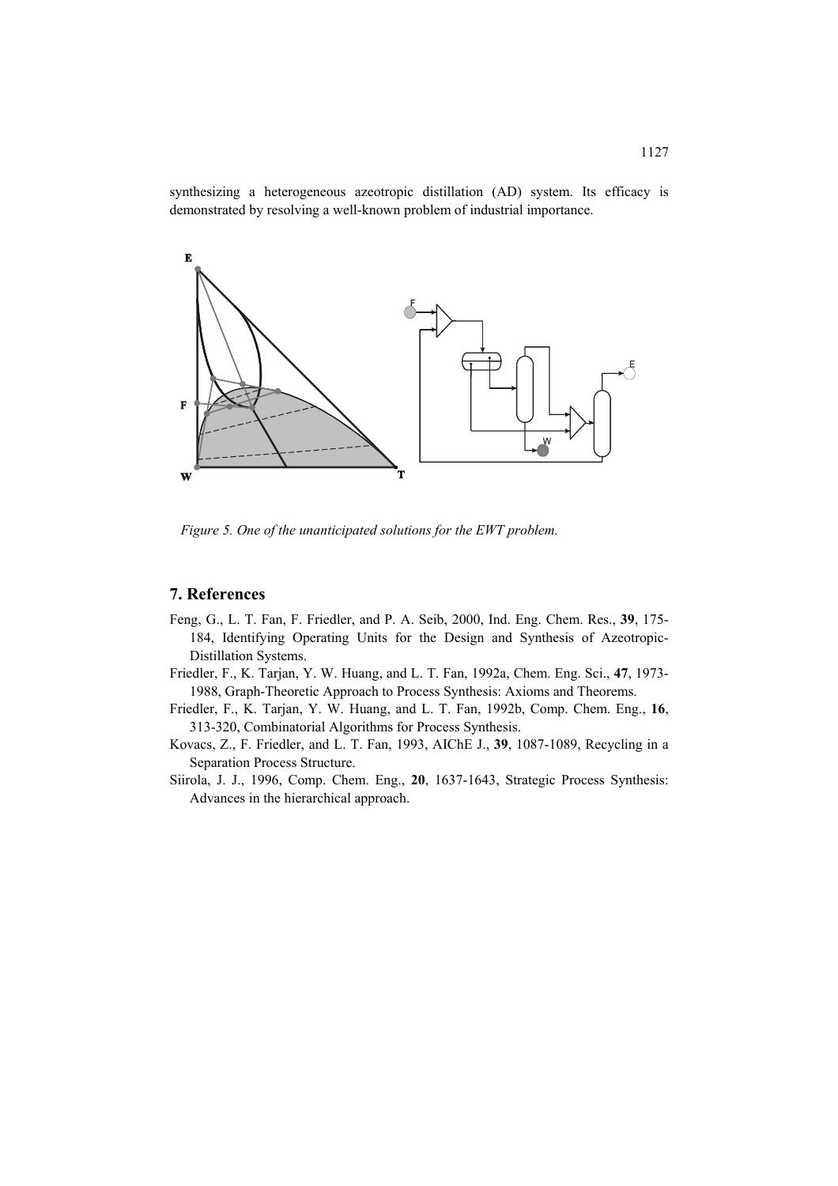synthesizing a heterogeneous azeotropic distillation (AD) system. Its efficacy is demonstrated by resolving a well-known problem of industrial importance.

E

F

W

T

F

E

W

*Figure 5. One of the unanticipated solutions for the EWT problem.*

## 7. References

Feng, G., L. T. Fan, F. Friedler, and P. A. Seib, 2000, Ind. Eng. Chem. Res., **39**, 175-184, Identifying Operating Units for the Design and Synthesis of Azeotropic-Distillation Systems.

Friedler, F., K. Tarjan, Y. W. Huang, and L. T. Fan, 1992a, Chem. Eng. Sci., **47**, 1973-1988, Graph-Theoretic Approach to Process Synthesis: Axioms and Theorems.

Friedler, F., K. Tarjan, Y. W. Huang, and L. T. Fan, 1992b, Comp. Chem. Eng., **16**, 313-320, Combinatorial Algorithms for Process Synthesis.

Kovacs, Z., F. Friedler, and L. T. Fan, 1993, AIChE J., **39**, 1087-1089, Recycling in a Separation Process Structure.

Siirola, J. J., 1996, Comp. Chem. Eng., **20**, 1637-1643, Strategic Process Synthesis: Advances in the hierarchical approach.